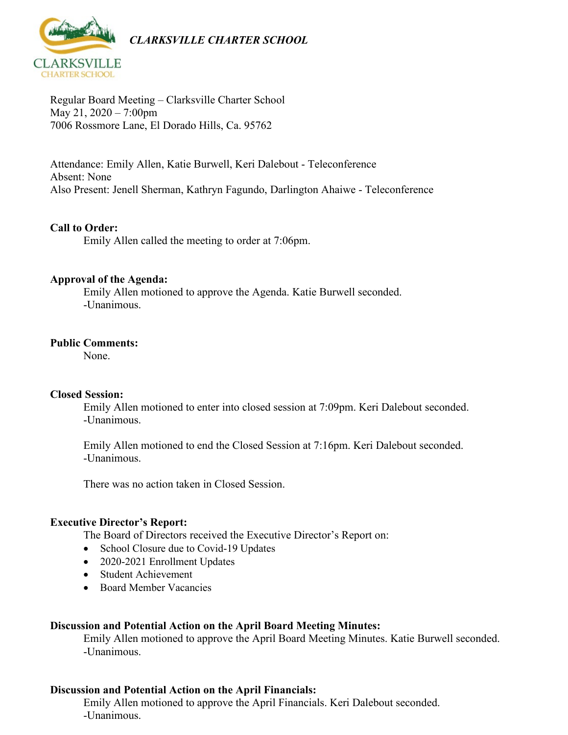*CLARKSVILLE CHARTER SCHOOL*

Regular Board Meeting – Clarksville Charter School
May 21, 2020 – 7:00pm
7006 Rossmore Lane, El Dorado Hills, Ca. 95762

Attendance: Emily Allen, Katie Burwell, Keri Dalebout - Teleconference
Absent: None
Also Present: Jenell Sherman, Kathryn Fagundo, Darlington Ahaiwe - Teleconference

**Call to Order:**

Emily Allen called the meeting to order at 7:06pm.

**Approval of the Agenda:**

Emily Allen motioned to approve the Agenda. Katie Burwell seconded.
-Unanimous.

**Public Comments:**

None.

**Closed Session:**

Emily Allen motioned to enter into closed session at 7:09pm. Keri Dalebout seconded.
-Unanimous.

Emily Allen motioned to end the Closed Session at 7:16pm. Keri Dalebout seconded.
-Unanimous.

There was no action taken in Closed Session.

**Executive Director's Report:**

The Board of Directors received the Executive Director's Report on:

- School Closure due to Covid-19 Updates
- 2020-2021 Enrollment Updates
- Student Achievement
- Board Member Vacancies

**Discussion and Potential Action on the April Board Meeting Minutes:**

Emily Allen motioned to approve the April Board Meeting Minutes. Katie Burwell seconded.
-Unanimous.

**Discussion and Potential Action on the April Financials:**

Emily Allen motioned to approve the April Financials. Keri Dalebout seconded.
-Unanimous.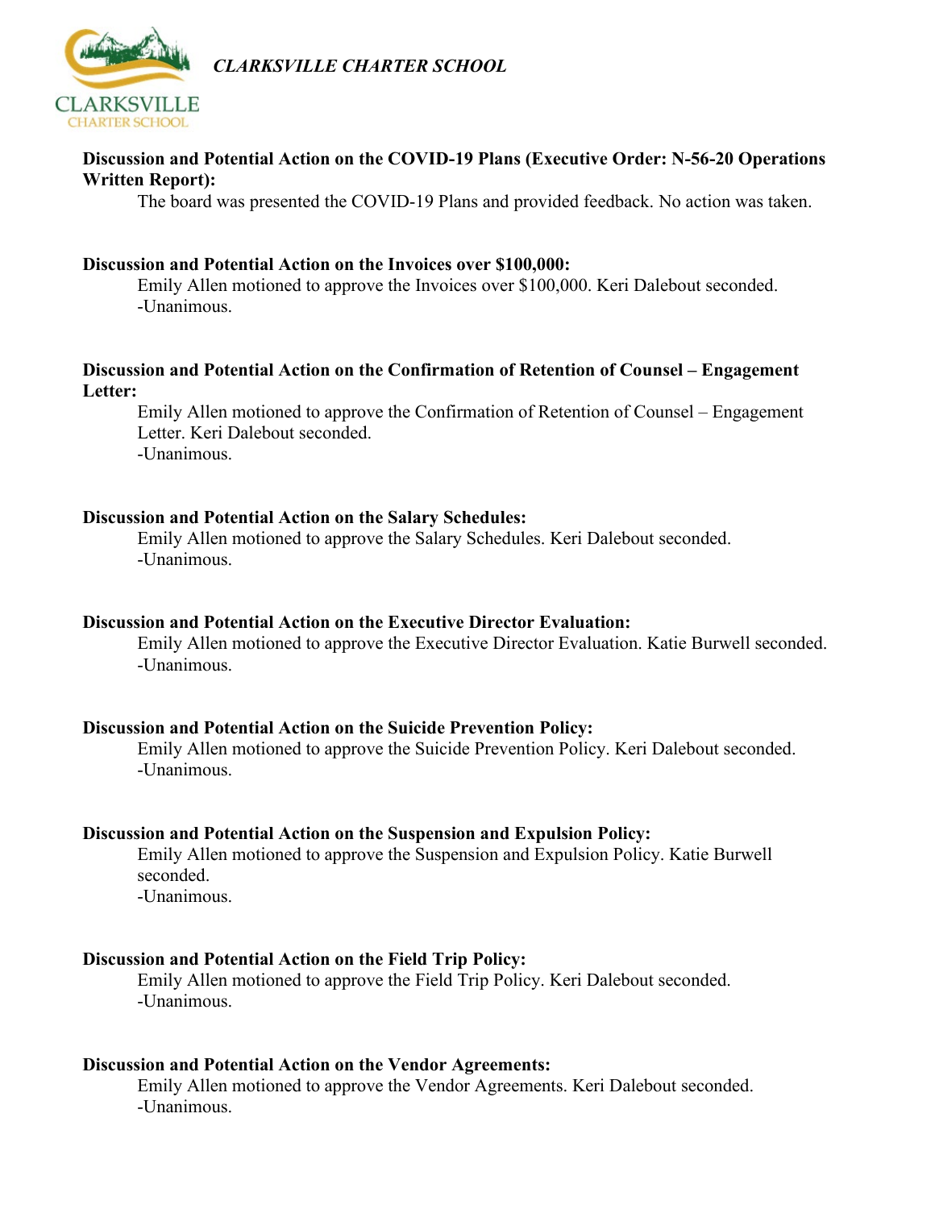**Discussion and Potential Action on the COVID-19 Plans (Executive Order: N-56-20 Operations Written Report):**

The board was presented the COVID-19 Plans and provided feedback. No action was taken.

**Discussion and Potential Action on the Invoices over $100,000:**

Emily Allen motioned to approve the Invoices over $100,000. Keri Dalebout seconded.
-Unanimous.

**Discussion and Potential Action on the Confirmation of Retention of Counsel – Engagement Letter:**

Emily Allen motioned to approve the Confirmation of Retention of Counsel – Engagement Letter. Keri Dalebout seconded.
-Unanimous.

**Discussion and Potential Action on the Salary Schedules:**

Emily Allen motioned to approve the Salary Schedules. Keri Dalebout seconded.
-Unanimous.

**Discussion and Potential Action on the Executive Director Evaluation:**

Emily Allen motioned to approve the Executive Director Evaluation. Katie Burwell seconded.
-Unanimous.

**Discussion and Potential Action on the Suicide Prevention Policy:**

Emily Allen motioned to approve the Suicide Prevention Policy. Keri Dalebout seconded.
-Unanimous.

**Discussion and Potential Action on the Suspension and Expulsion Policy:**

Emily Allen motioned to approve the Suspension and Expulsion Policy. Katie Burwell seconded.
-Unanimous.

**Discussion and Potential Action on the Field Trip Policy:**

Emily Allen motioned to approve the Field Trip Policy. Keri Dalebout seconded.
-Unanimous.

**Discussion and Potential Action on the Vendor Agreements:**

Emily Allen motioned to approve the Vendor Agreements. Keri Dalebout seconded.
-Unanimous.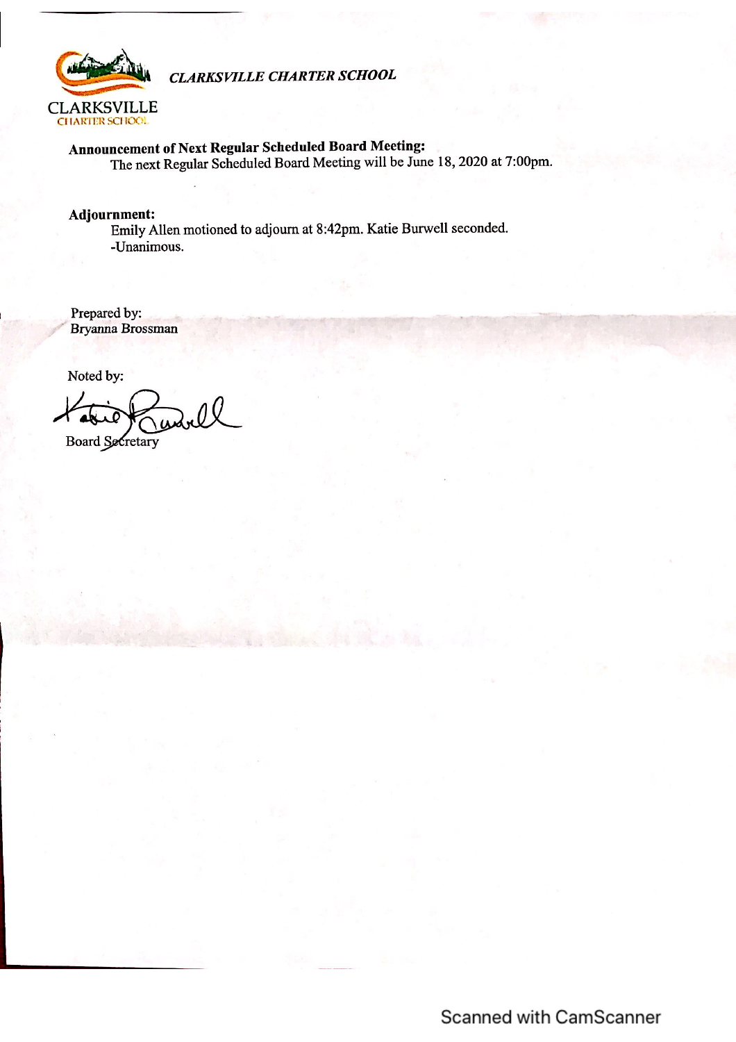CLARKSVILLE
CHARTER SCHOOL

*CLARKSVILLE CHARTER SCHOOL*

**Announcement of Next Regular Scheduled Board Meeting:**

The next Regular Scheduled Board Meeting will be June 18, 2020 at 7:00pm.

**Adjournment:**

Emily Allen motioned to adjourn at 8:42pm. Katie Burwell seconded.
-Unanimous.

Prepared by:
Bryanna Brossman

Noted by:

Board Secretary